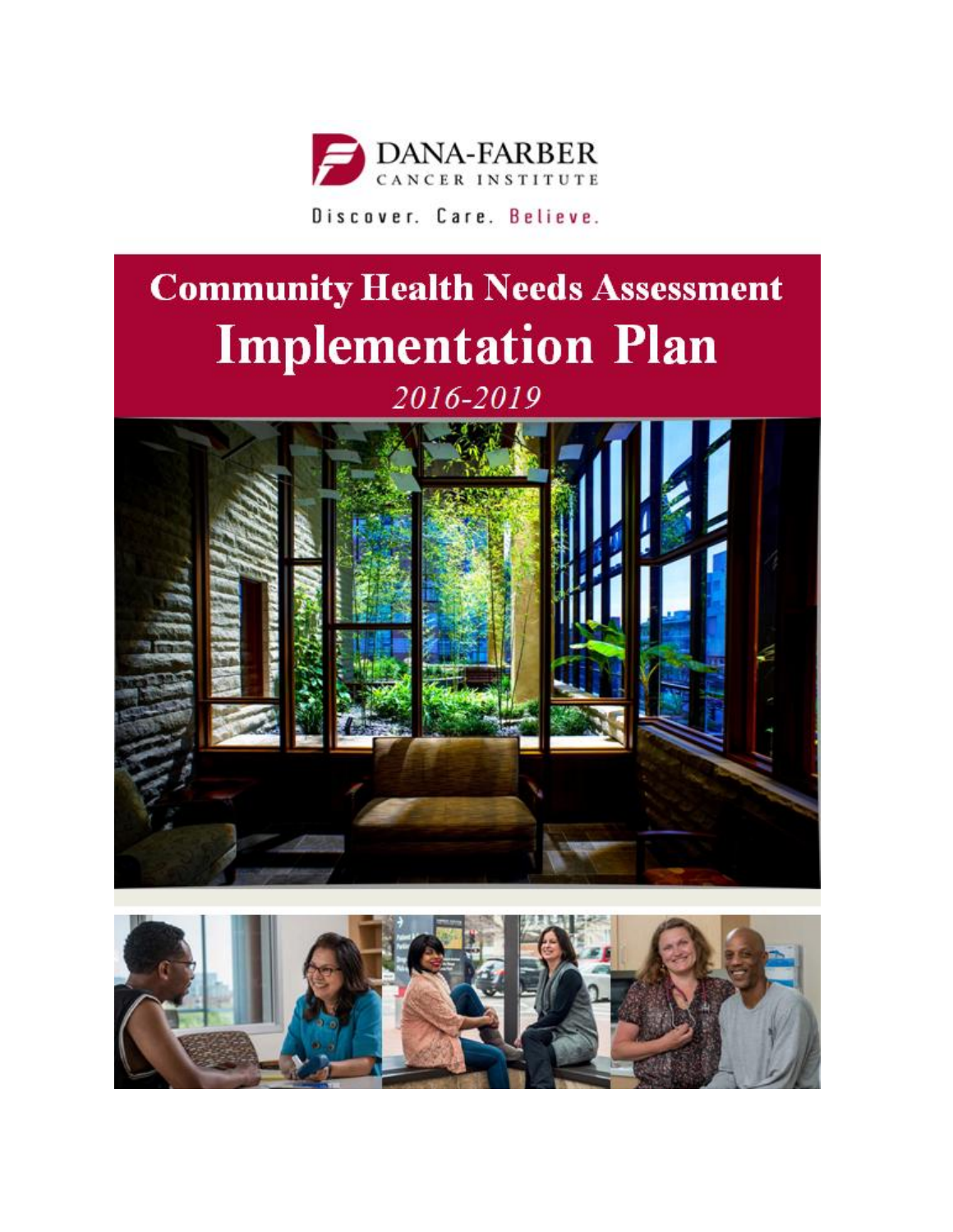DANA-FARBER
CANCER INSTITUTE

Discover. Care. Believe.

# Community Health Needs Assessment
# Implementation Plan

*2016-2019*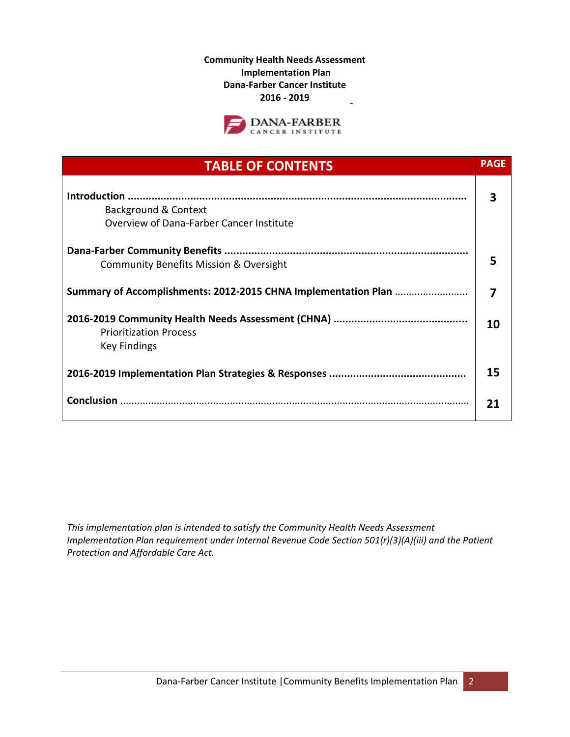**Community Health Needs Assessment**
**Implementation Plan**
**Dana-Farber Cancer Institute**
**2016 - 2019**

DANA-FARBER CANCER INSTITUTE

| TABLE OF CONTENTS | PAGE |
| --- | --- |
| **Introduction** ............................................................ <br> Background & Context <br> Overview of Dana-Farber Cancer Institute | **3** |
| **Dana-Farber Community Benefits** ............................................................ <br> Community Benefits Mission & Oversight | **5** |
| **Summary of Accomplishments: 2012-2015 CHNA Implementation Plan** ............ | **7** |
| **2016-2019 Community Health Needs Assessment (CHNA)** ............................ <br> Prioritization Process <br> Key Findings | **10** |
| **2016-2019 Implementation Plan Strategies & Responses** ............................ | **15** |
| **Conclusion** ............................................................ | **21** |

*This implementation plan is intended to satisfy the Community Health Needs Assessment Implementation Plan requirement under Internal Revenue Code Section 501(r)(3)(A)(iii) and the Patient Protection and Affordable Care Act.*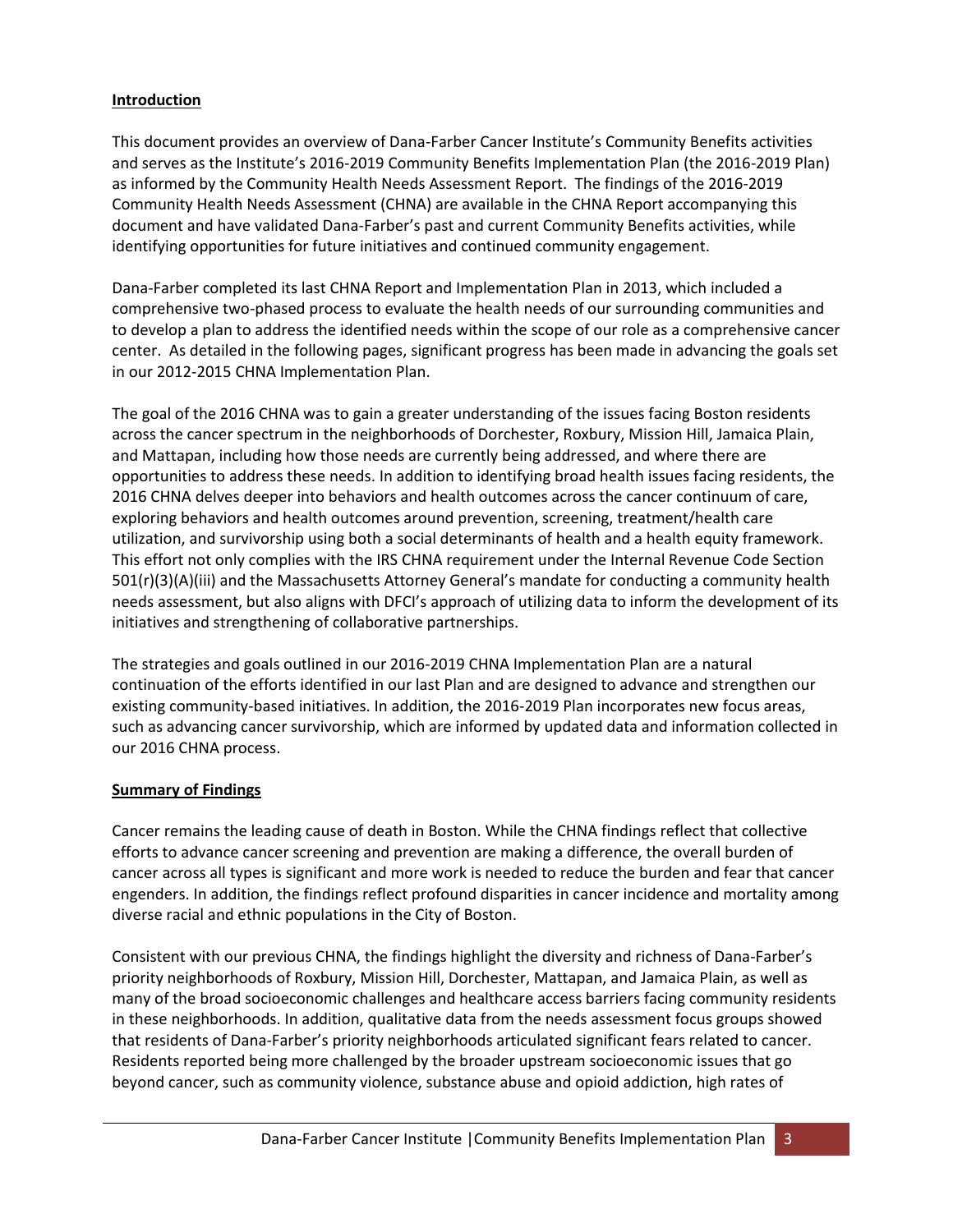## Introduction

This document provides an overview of Dana-Farber Cancer Institute's Community Benefits activities and serves as the Institute's 2016-2019 Community Benefits Implementation Plan (the 2016-2019 Plan) as informed by the Community Health Needs Assessment Report. The findings of the 2016-2019 Community Health Needs Assessment (CHNA) are available in the CHNA Report accompanying this document and have validated Dana-Farber's past and current Community Benefits activities, while identifying opportunities for future initiatives and continued community engagement.

Dana-Farber completed its last CHNA Report and Implementation Plan in 2013, which included a comprehensive two-phased process to evaluate the health needs of our surrounding communities and to develop a plan to address the identified needs within the scope of our role as a comprehensive cancer center. As detailed in the following pages, significant progress has been made in advancing the goals set in our 2012-2015 CHNA Implementation Plan.

The goal of the 2016 CHNA was to gain a greater understanding of the issues facing Boston residents across the cancer spectrum in the neighborhoods of Dorchester, Roxbury, Mission Hill, Jamaica Plain, and Mattapan, including how those needs are currently being addressed, and where there are opportunities to address these needs. In addition to identifying broad health issues facing residents, the 2016 CHNA delves deeper into behaviors and health outcomes across the cancer continuum of care, exploring behaviors and health outcomes around prevention, screening, treatment/health care utilization, and survivorship using both a social determinants of health and a health equity framework. This effort not only complies with the IRS CHNA requirement under the Internal Revenue Code Section 501(r)(3)(A)(iii) and the Massachusetts Attorney General's mandate for conducting a community health needs assessment, but also aligns with DFCI's approach of utilizing data to inform the development of its initiatives and strengthening of collaborative partnerships.

The strategies and goals outlined in our 2016-2019 CHNA Implementation Plan are a natural continuation of the efforts identified in our last Plan and are designed to advance and strengthen our existing community-based initiatives. In addition, the 2016-2019 Plan incorporates new focus areas, such as advancing cancer survivorship, which are informed by updated data and information collected in our 2016 CHNA process.

## Summary of Findings

Cancer remains the leading cause of death in Boston. While the CHNA findings reflect that collective efforts to advance cancer screening and prevention are making a difference, the overall burden of cancer across all types is significant and more work is needed to reduce the burden and fear that cancer engenders. In addition, the findings reflect profound disparities in cancer incidence and mortality among diverse racial and ethnic populations in the City of Boston.

Consistent with our previous CHNA, the findings highlight the diversity and richness of Dana-Farber's priority neighborhoods of Roxbury, Mission Hill, Dorchester, Mattapan, and Jamaica Plain, as well as many of the broad socioeconomic challenges and healthcare access barriers facing community residents in these neighborhoods. In addition, qualitative data from the needs assessment focus groups showed that residents of Dana-Farber's priority neighborhoods articulated significant fears related to cancer. Residents reported being more challenged by the broader upstream socioeconomic issues that go beyond cancer, such as community violence, substance abuse and opioid addiction, high rates of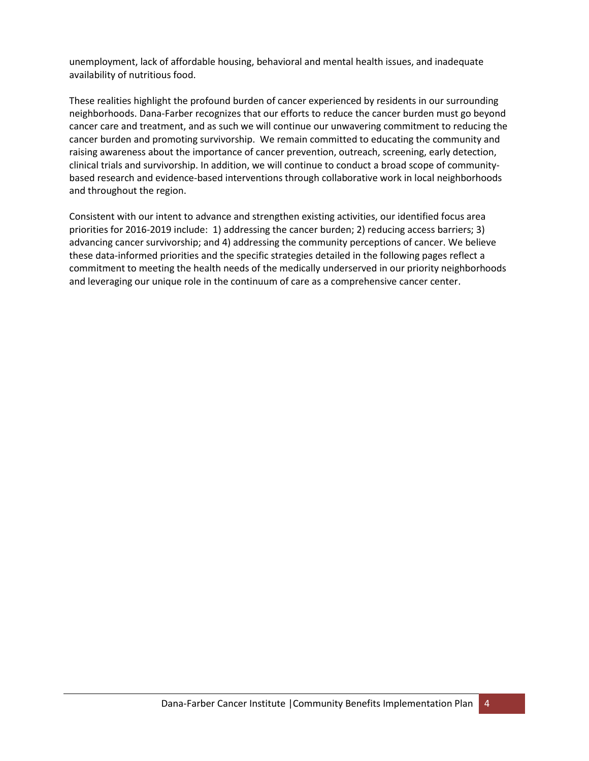unemployment, lack of affordable housing, behavioral and mental health issues, and inadequate availability of nutritious food.

These realities highlight the profound burden of cancer experienced by residents in our surrounding neighborhoods. Dana-Farber recognizes that our efforts to reduce the cancer burden must go beyond cancer care and treatment, and as such we will continue our unwavering commitment to reducing the cancer burden and promoting survivorship. We remain committed to educating the community and raising awareness about the importance of cancer prevention, outreach, screening, early detection, clinical trials and survivorship. In addition, we will continue to conduct a broad scope of community-based research and evidence-based interventions through collaborative work in local neighborhoods and throughout the region.

Consistent with our intent to advance and strengthen existing activities, our identified focus area priorities for 2016-2019 include: 1) addressing the cancer burden; 2) reducing access barriers; 3) advancing cancer survivorship; and 4) addressing the community perceptions of cancer. We believe these data-informed priorities and the specific strategies detailed in the following pages reflect a commitment to meeting the health needs of the medically underserved in our priority neighborhoods and leveraging our unique role in the continuum of care as a comprehensive cancer center.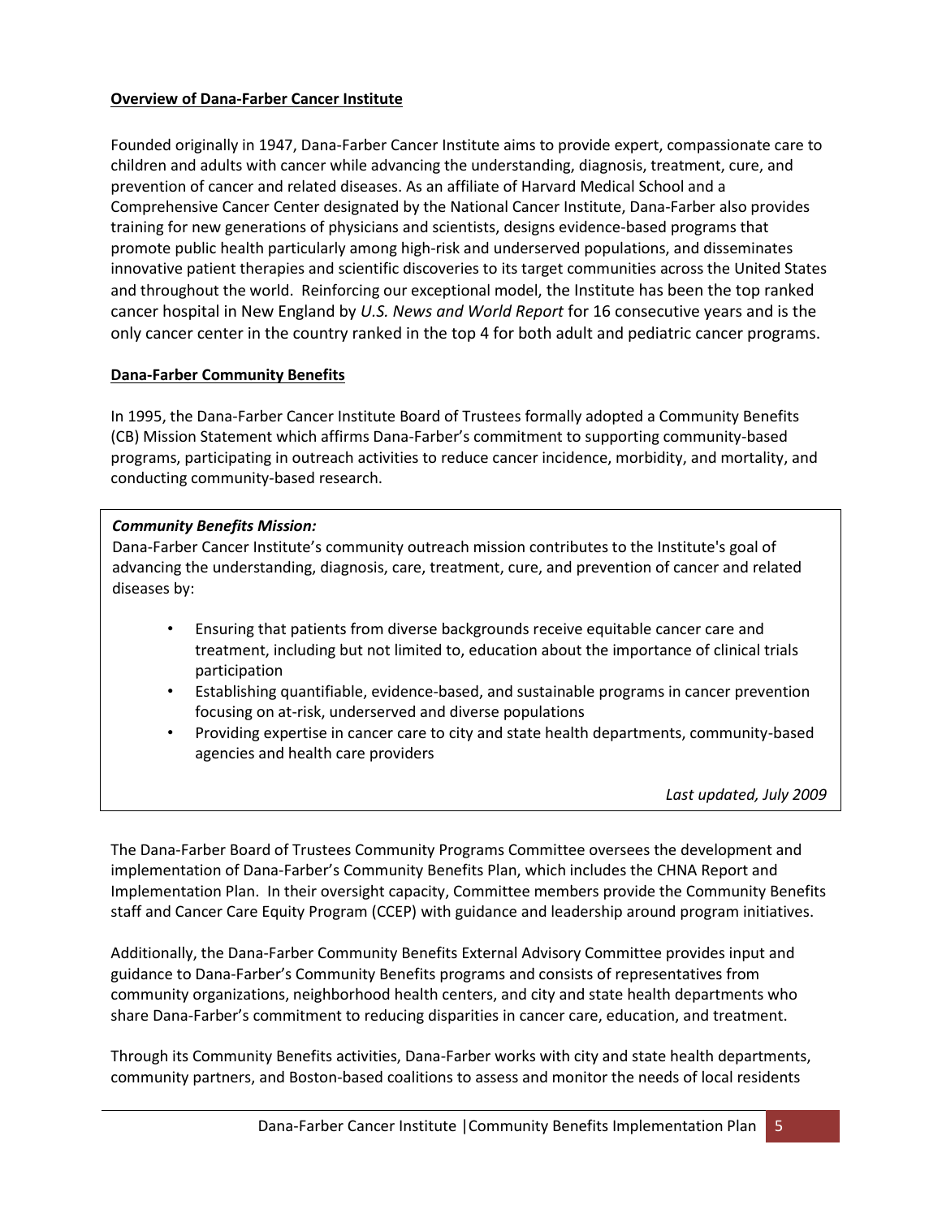## Overview of Dana-Farber Cancer Institute

Founded originally in 1947, Dana-Farber Cancer Institute aims to provide expert, compassionate care to children and adults with cancer while advancing the understanding, diagnosis, treatment, cure, and prevention of cancer and related diseases. As an affiliate of Harvard Medical School and a Comprehensive Cancer Center designated by the National Cancer Institute, Dana-Farber also provides training for new generations of physicians and scientists, designs evidence-based programs that promote public health particularly among high-risk and underserved populations, and disseminates innovative patient therapies and scientific discoveries to its target communities across the United States and throughout the world. Reinforcing our exceptional model, the Institute has been the top ranked cancer hospital in New England by *U.S. News and World Report* for 16 consecutive years and is the only cancer center in the country ranked in the top 4 for both adult and pediatric cancer programs.

## Dana-Farber Community Benefits

In 1995, the Dana-Farber Cancer Institute Board of Trustees formally adopted a Community Benefits (CB) Mission Statement which affirms Dana-Farber's commitment to supporting community-based programs, participating in outreach activities to reduce cancer incidence, morbidity, and mortality, and conducting community-based research.

> ***Community Benefits Mission:***
> Dana-Farber Cancer Institute's community outreach mission contributes to the Institute's goal of advancing the understanding, diagnosis, care, treatment, cure, and prevention of cancer and related diseases by:
>
> - Ensuring that patients from diverse backgrounds receive equitable cancer care and treatment, including but not limited to, education about the importance of clinical trials participation
> - Establishing quantifiable, evidence-based, and sustainable programs in cancer prevention focusing on at-risk, underserved and diverse populations
> - Providing expertise in cancer care to city and state health departments, community-based agencies and health care providers
>
> *Last updated, July 2009*

The Dana-Farber Board of Trustees Community Programs Committee oversees the development and implementation of Dana-Farber's Community Benefits Plan, which includes the CHNA Report and Implementation Plan. In their oversight capacity, Committee members provide the Community Benefits staff and Cancer Care Equity Program (CCEP) with guidance and leadership around program initiatives.

Additionally, the Dana-Farber Community Benefits External Advisory Committee provides input and guidance to Dana-Farber's Community Benefits programs and consists of representatives from community organizations, neighborhood health centers, and city and state health departments who share Dana-Farber's commitment to reducing disparities in cancer care, education, and treatment.

Through its Community Benefits activities, Dana-Farber works with city and state health departments, community partners, and Boston-based coalitions to assess and monitor the needs of local residents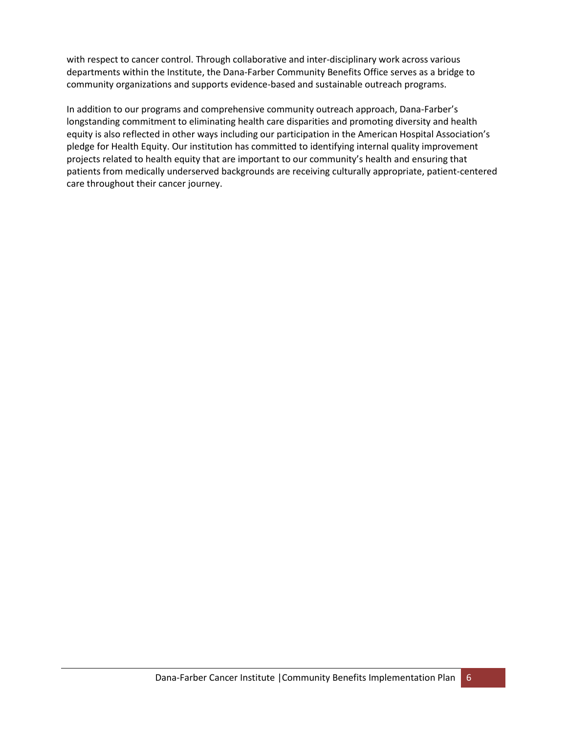with respect to cancer control. Through collaborative and inter-disciplinary work across various departments within the Institute, the Dana-Farber Community Benefits Office serves as a bridge to community organizations and supports evidence-based and sustainable outreach programs.

In addition to our programs and comprehensive community outreach approach, Dana-Farber's longstanding commitment to eliminating health care disparities and promoting diversity and health equity is also reflected in other ways including our participation in the American Hospital Association's pledge for Health Equity. Our institution has committed to identifying internal quality improvement projects related to health equity that are important to our community's health and ensuring that patients from medically underserved backgrounds are receiving culturally appropriate, patient-centered care throughout their cancer journey.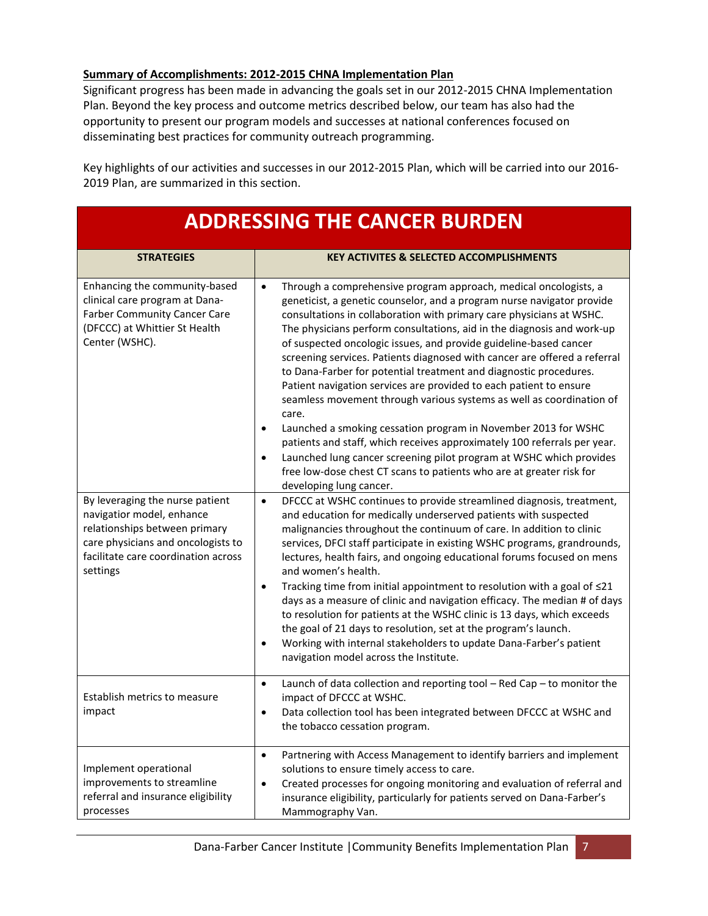**Summary of Accomplishments: 2012-2015 CHNA Implementation Plan**

Significant progress has been made in advancing the goals set in our 2012-2015 CHNA Implementation Plan. Beyond the key process and outcome metrics described below, our team has also had the opportunity to present our program models and successes at national conferences focused on disseminating best practices for community outreach programming.

Key highlights of our activities and successes in our 2012-2015 Plan, which will be carried into our 2016-2019 Plan, are summarized in this section.

# ADDRESSING THE CANCER BURDEN

| STRATEGIES | KEY ACTIVITES & SELECTED ACCOMPLISHMENTS |
|---|---|
| Enhancing the community-based clinical care program at Dana-Farber Community Cancer Care (DFCCC) at Whittier St Health Center (WSHC). | • Through a comprehensive program approach, medical oncologists, a geneticist, a genetic counselor, and a program nurse navigator provide consultations in collaboration with primary care physicians at WSHC. The physicians perform consultations, aid in the diagnosis and work-up of suspected oncologic issues, and provide guideline-based cancer screening services. Patients diagnosed with cancer are offered a referral to Dana-Farber for potential treatment and diagnostic procedures. Patient navigation services are provided to each patient to ensure seamless movement through various systems as well as coordination of care.<br>• Launched a smoking cessation program in November 2013 for WSHC patients and staff, which receives approximately 100 referrals per year.<br>• Launched lung cancer screening pilot program at WSHC which provides free low-dose chest CT scans to patients who are at greater risk for developing lung cancer. |
| By leveraging the nurse patient navigator model, enhance relationships between primary care physicians and oncologists to facilitate care coordination across settings | • DFCCC at WSHC continues to provide streamlined diagnosis, treatment, and education for medically underserved patients with suspected malignancies throughout the continuum of care. In addition to clinic services, DFCI staff participate in existing WSHC programs, grandrounds, lectures, health fairs, and ongoing educational forums focused on mens and women's health.<br>• Tracking time from initial appointment to resolution with a goal of ≤21 days as a measure of clinic and navigation efficacy. The median # of days to resolution for patients at the WSHC clinic is 13 days, which exceeds the goal of 21 days to resolution, set at the program's launch.<br>• Working with internal stakeholders to update Dana-Farber's patient navigation model across the Institute. |
| Establish metrics to measure impact | • Launch of data collection and reporting tool – Red Cap – to monitor the impact of DFCCC at WSHC.<br>• Data collection tool has been integrated between DFCCC at WSHC and the tobacco cessation program. |
| Implement operational improvements to streamline referral and insurance eligibility processes | • Partnering with Access Management to identify barriers and implement solutions to ensure timely access to care.<br>• Created processes for ongoing monitoring and evaluation of referral and insurance eligibility, particularly for patients served on Dana-Farber's Mammography Van. |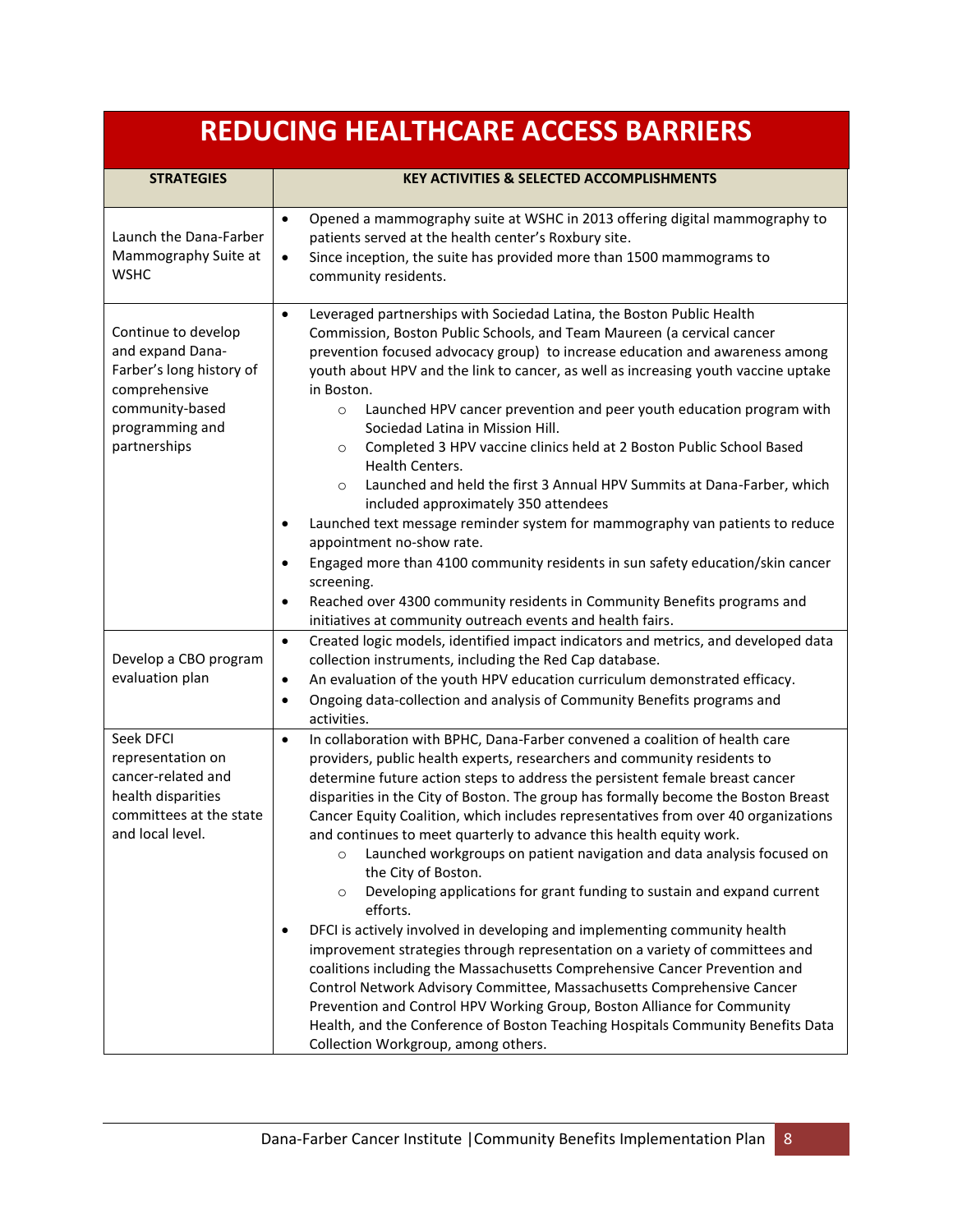# REDUCING HEALTHCARE ACCESS BARRIERS

| STRATEGIES | KEY ACTIVITIES & SELECTED ACCOMPLISHMENTS |
|---|---|
| Launch the Dana-Farber Mammography Suite at WSHC | • Opened a mammography suite at WSHC in 2013 offering digital mammography to patients served at the health center's Roxbury site.<br>• Since inception, the suite has provided more than 1500 mammograms to community residents. |
| Continue to develop and expand Dana-Farber's long history of comprehensive community-based programming and partnerships | • Leveraged partnerships with Sociedad Latina, the Boston Public Health Commission, Boston Public Schools, and Team Maureen (a cervical cancer prevention focused advocacy group) to increase education and awareness among youth about HPV and the link to cancer, as well as increasing youth vaccine uptake in Boston.<br>&nbsp;&nbsp;&nbsp;&nbsp;○ Launched HPV cancer prevention and peer youth education program with Sociedad Latina in Mission Hill.<br>&nbsp;&nbsp;&nbsp;&nbsp;○ Completed 3 HPV vaccine clinics held at 2 Boston Public School Based Health Centers.<br>&nbsp;&nbsp;&nbsp;&nbsp;○ Launched and held the first 3 Annual HPV Summits at Dana-Farber, which included approximately 350 attendees<br>• Launched text message reminder system for mammography van patients to reduce appointment no-show rate.<br>• Engaged more than 4100 community residents in sun safety education/skin cancer screening.<br>• Reached over 4300 community residents in Community Benefits programs and initiatives at community outreach events and health fairs. |
| Develop a CBO program evaluation plan | • Created logic models, identified impact indicators and metrics, and developed data collection instruments, including the Red Cap database.<br>• An evaluation of the youth HPV education curriculum demonstrated efficacy.<br>• Ongoing data-collection and analysis of Community Benefits programs and activities. |
| Seek DFCI representation on cancer-related and health disparities committees at the state and local level. | • In collaboration with BPHC, Dana-Farber convened a coalition of health care providers, public health experts, researchers and community residents to determine future action steps to address the persistent female breast cancer disparities in the City of Boston. The group has formally become the Boston Breast Cancer Equity Coalition, which includes representatives from over 40 organizations and continues to meet quarterly to advance this health equity work.<br>&nbsp;&nbsp;&nbsp;&nbsp;○ Launched workgroups on patient navigation and data analysis focused on the City of Boston.<br>&nbsp;&nbsp;&nbsp;&nbsp;○ Developing applications for grant funding to sustain and expand current efforts.<br>• DFCI is actively involved in developing and implementing community health improvement strategies through representation on a variety of committees and coalitions including the Massachusetts Comprehensive Cancer Prevention and Control Network Advisory Committee, Massachusetts Comprehensive Cancer Prevention and Control HPV Working Group, Boston Alliance for Community Health, and the Conference of Boston Teaching Hospitals Community Benefits Data Collection Workgroup, among others. |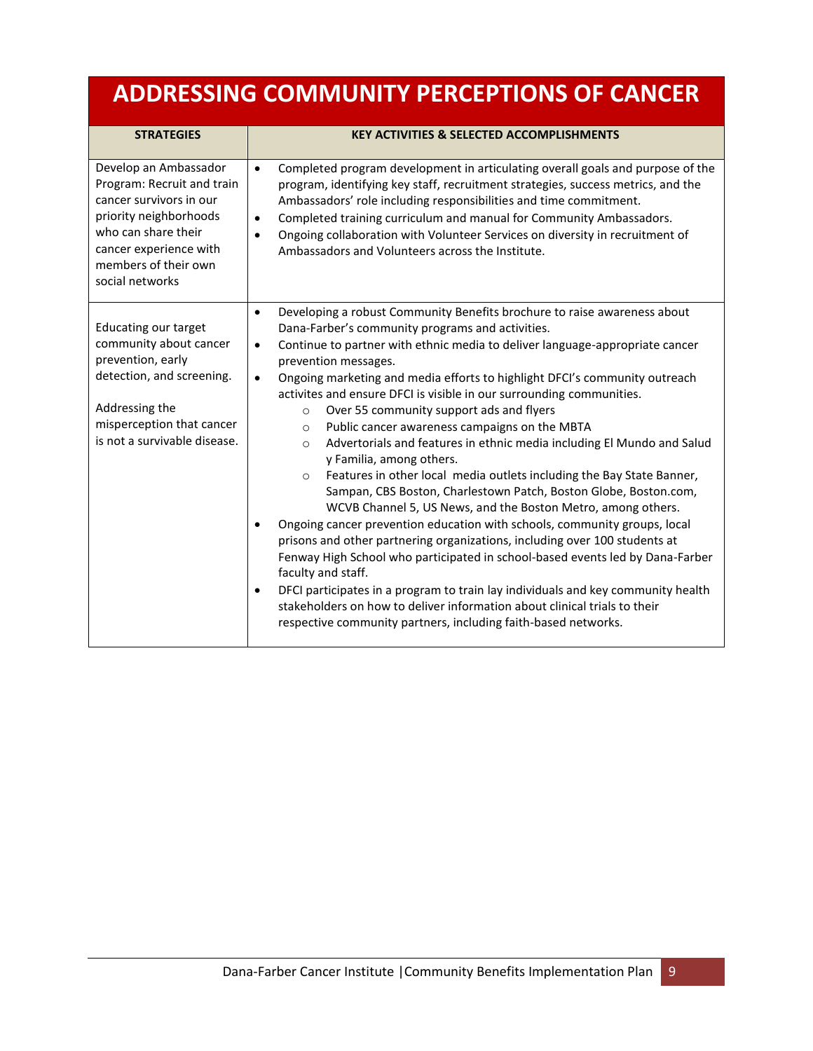# ADDRESSING COMMUNITY PERCEPTIONS OF CANCER

| STRATEGIES | KEY ACTIVITIES & SELECTED ACCOMPLISHMENTS |
|---|---|
| Develop an Ambassador Program: Recruit and train cancer survivors in our priority neighborhoods who can share their cancer experience with members of their own social networks | • Completed program development in articulating overall goals and purpose of the program, identifying key staff, recruitment strategies, success metrics, and the Ambassadors' role including responsibilities and time commitment.<br>• Completed training curriculum and manual for Community Ambassadors.<br>• Ongoing collaboration with Volunteer Services on diversity in recruitment of Ambassadors and Volunteers across the Institute. |
| Educating our target community about cancer prevention, early detection, and screening.<br><br>Addressing the misperception that cancer is not a survivable disease. | • Developing a robust Community Benefits brochure to raise awareness about Dana-Farber's community programs and activities.<br>• Continue to partner with ethnic media to deliver language-appropriate cancer prevention messages.<br>• Ongoing marketing and media efforts to highlight DFCI's community outreach activites and ensure DFCI is visible in our surrounding communities.<br>&nbsp;&nbsp;&nbsp;&nbsp;○ Over 55 community support ads and flyers<br>&nbsp;&nbsp;&nbsp;&nbsp;○ Public cancer awareness campaigns on the MBTA<br>&nbsp;&nbsp;&nbsp;&nbsp;○ Advertorials and features in ethnic media including El Mundo and Salud y Familia, among others.<br>&nbsp;&nbsp;&nbsp;&nbsp;○ Features in other local media outlets including the Bay State Banner, Sampan, CBS Boston, Charlestown Patch, Boston Globe, Boston.com, WCVB Channel 5, US News, and the Boston Metro, among others.<br>• Ongoing cancer prevention education with schools, community groups, local prisons and other partnering organizations, including over 100 students at Fenway High School who participated in school-based events led by Dana-Farber faculty and staff.<br>• DFCI participates in a program to train lay individuals and key community health stakeholders on how to deliver information about clinical trials to their respective community partners, including faith-based networks. |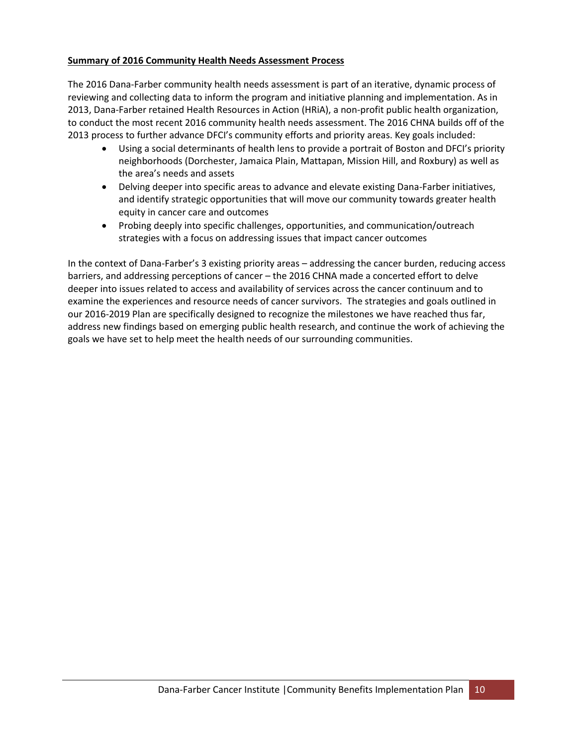**Summary of 2016 Community Health Needs Assessment Process**

The 2016 Dana-Farber community health needs assessment is part of an iterative, dynamic process of reviewing and collecting data to inform the program and initiative planning and implementation. As in 2013, Dana-Farber retained Health Resources in Action (HRiA), a non-profit public health organization, to conduct the most recent 2016 community health needs assessment. The 2016 CHNA builds off of the 2013 process to further advance DFCI's community efforts and priority areas. Key goals included:

- Using a social determinants of health lens to provide a portrait of Boston and DFCI's priority neighborhoods (Dorchester, Jamaica Plain, Mattapan, Mission Hill, and Roxbury) as well as the area's needs and assets
- Delving deeper into specific areas to advance and elevate existing Dana-Farber initiatives, and identify strategic opportunities that will move our community towards greater health equity in cancer care and outcomes
- Probing deeply into specific challenges, opportunities, and communication/outreach strategies with a focus on addressing issues that impact cancer outcomes

In the context of Dana-Farber's 3 existing priority areas – addressing the cancer burden, reducing access barriers, and addressing perceptions of cancer – the 2016 CHNA made a concerted effort to delve deeper into issues related to access and availability of services across the cancer continuum and to examine the experiences and resource needs of cancer survivors. The strategies and goals outlined in our 2016-2019 Plan are specifically designed to recognize the milestones we have reached thus far, address new findings based on emerging public health research, and continue the work of achieving the goals we have set to help meet the health needs of our surrounding communities.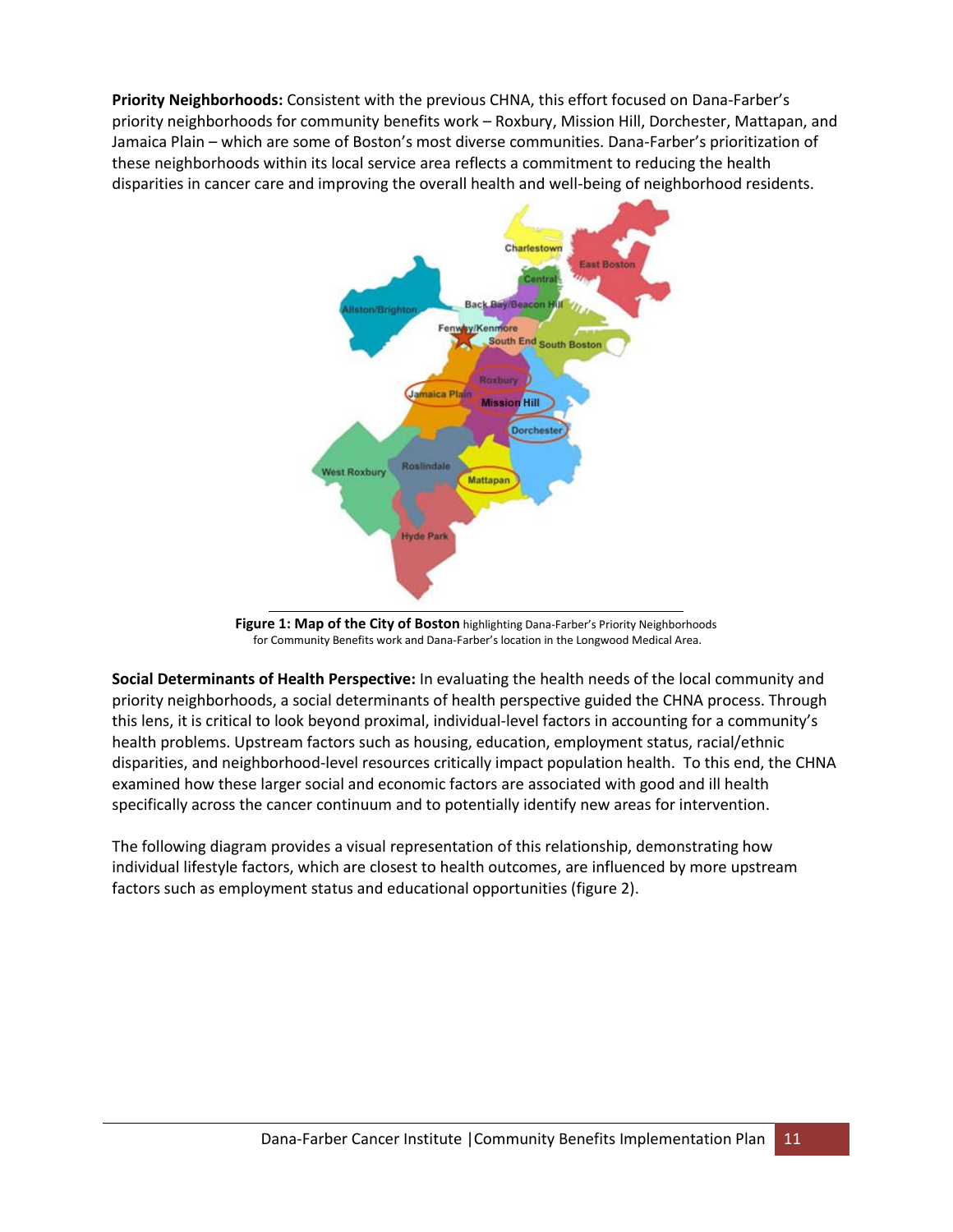**Priority Neighborhoods:** Consistent with the previous CHNA, this effort focused on Dana-Farber's priority neighborhoods for community benefits work – Roxbury, Mission Hill, Dorchester, Mattapan, and Jamaica Plain – which are some of Boston's most diverse communities. Dana-Farber's prioritization of these neighborhoods within its local service area reflects a commitment to reducing the health disparities in cancer care and improving the overall health and well-being of neighborhood residents.

**Figure 1: Map of the City of Boston** highlighting Dana-Farber's Priority Neighborhoods for Community Benefits work and Dana-Farber's location in the Longwood Medical Area.

**Social Determinants of Health Perspective:** In evaluating the health needs of the local community and priority neighborhoods, a social determinants of health perspective guided the CHNA process. Through this lens, it is critical to look beyond proximal, individual-level factors in accounting for a community's health problems. Upstream factors such as housing, education, employment status, racial/ethnic disparities, and neighborhood-level resources critically impact population health. To this end, the CHNA examined how these larger social and economic factors are associated with good and ill health specifically across the cancer continuum and to potentially identify new areas for intervention.

The following diagram provides a visual representation of this relationship, demonstrating how individual lifestyle factors, which are closest to health outcomes, are influenced by more upstream factors such as employment status and educational opportunities (figure 2).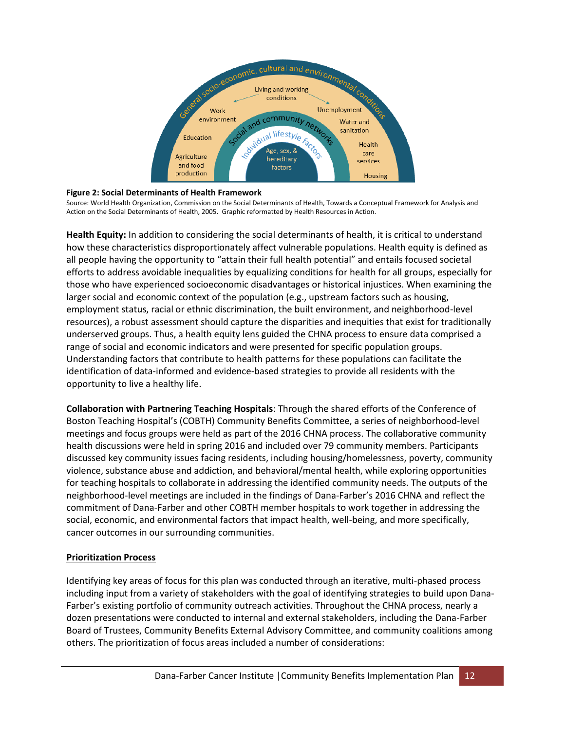**Figure 2: Social Determinants of Health Framework**

Source: World Health Organization, Commission on the Social Determinants of Health, Towards a Conceptual Framework for Analysis and Action on the Social Determinants of Health, 2005. Graphic reformatted by Health Resources in Action.

**Health Equity:** In addition to considering the social determinants of health, it is critical to understand how these characteristics disproportionately affect vulnerable populations. Health equity is defined as all people having the opportunity to "attain their full health potential" and entails focused societal efforts to address avoidable inequalities by equalizing conditions for health for all groups, especially for those who have experienced socioeconomic disadvantages or historical injustices. When examining the larger social and economic context of the population (e.g., upstream factors such as housing, employment status, racial or ethnic discrimination, the built environment, and neighborhood-level resources), a robust assessment should capture the disparities and inequities that exist for traditionally underserved groups. Thus, a health equity lens guided the CHNA process to ensure data comprised a range of social and economic indicators and were presented for specific population groups. Understanding factors that contribute to health patterns for these populations can facilitate the identification of data-informed and evidence-based strategies to provide all residents with the opportunity to live a healthy life.

**Collaboration with Partnering Teaching Hospitals**: Through the shared efforts of the Conference of Boston Teaching Hospital's (COBTH) Community Benefits Committee, a series of neighborhood-level meetings and focus groups were held as part of the 2016 CHNA process. The collaborative community health discussions were held in spring 2016 and included over 79 community members. Participants discussed key community issues facing residents, including housing/homelessness, poverty, community violence, substance abuse and addiction, and behavioral/mental health, while exploring opportunities for teaching hospitals to collaborate in addressing the identified community needs. The outputs of the neighborhood-level meetings are included in the findings of Dana-Farber's 2016 CHNA and reflect the commitment of Dana-Farber and other COBTH member hospitals to work together in addressing the social, economic, and environmental factors that impact health, well-being, and more specifically, cancer outcomes in our surrounding communities.

## Prioritization Process

Identifying key areas of focus for this plan was conducted through an iterative, multi-phased process including input from a variety of stakeholders with the goal of identifying strategies to build upon Dana-Farber's existing portfolio of community outreach activities. Throughout the CHNA process, nearly a dozen presentations were conducted to internal and external stakeholders, including the Dana-Farber Board of Trustees, Community Benefits External Advisory Committee, and community coalitions among others. The prioritization of focus areas included a number of considerations: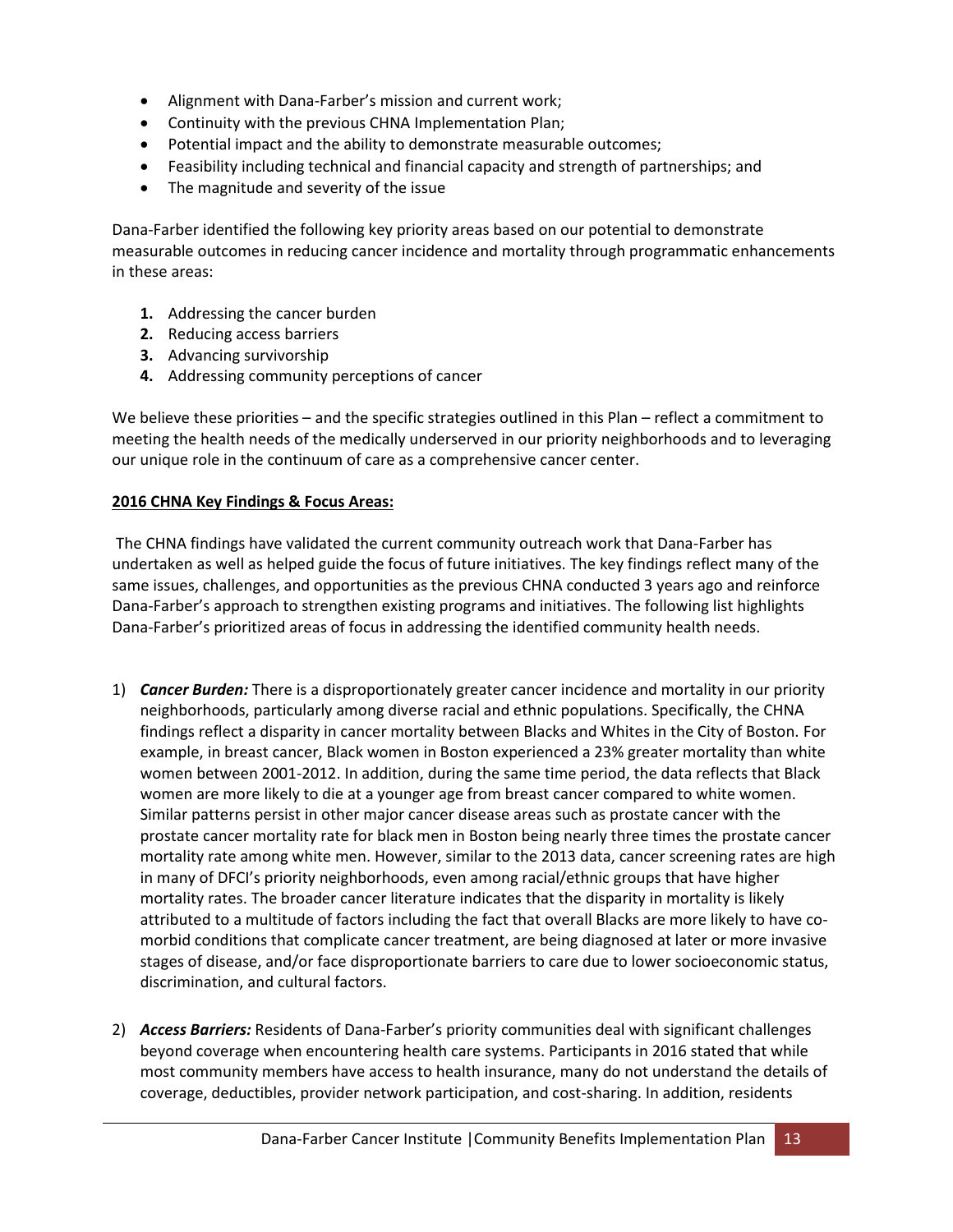- Alignment with Dana-Farber's mission and current work;
- Continuity with the previous CHNA Implementation Plan;
- Potential impact and the ability to demonstrate measurable outcomes;
- Feasibility including technical and financial capacity and strength of partnerships; and
- The magnitude and severity of the issue

Dana-Farber identified the following key priority areas based on our potential to demonstrate measurable outcomes in reducing cancer incidence and mortality through programmatic enhancements in these areas:

1. Addressing the cancer burden
2. Reducing access barriers
3. Advancing survivorship
4. Addressing community perceptions of cancer

We believe these priorities – and the specific strategies outlined in this Plan – reflect a commitment to meeting the health needs of the medically underserved in our priority neighborhoods and to leveraging our unique role in the continuum of care as a comprehensive cancer center.

**2016 CHNA Key Findings & Focus Areas:**

The CHNA findings have validated the current community outreach work that Dana-Farber has undertaken as well as helped guide the focus of future initiatives. The key findings reflect many of the same issues, challenges, and opportunities as the previous CHNA conducted 3 years ago and reinforce Dana-Farber's approach to strengthen existing programs and initiatives. The following list highlights Dana-Farber's prioritized areas of focus in addressing the identified community health needs.

1) ***Cancer Burden:*** There is a disproportionately greater cancer incidence and mortality in our priority neighborhoods, particularly among diverse racial and ethnic populations. Specifically, the CHNA findings reflect a disparity in cancer mortality between Blacks and Whites in the City of Boston. For example, in breast cancer, Black women in Boston experienced a 23% greater mortality than white women between 2001-2012. In addition, during the same time period, the data reflects that Black women are more likely to die at a younger age from breast cancer compared to white women. Similar patterns persist in other major cancer disease areas such as prostate cancer with the prostate cancer mortality rate for black men in Boston being nearly three times the prostate cancer mortality rate among white men. However, similar to the 2013 data, cancer screening rates are high in many of DFCI's priority neighborhoods, even among racial/ethnic groups that have higher mortality rates. The broader cancer literature indicates that the disparity in mortality is likely attributed to a multitude of factors including the fact that overall Blacks are more likely to have co-morbid conditions that complicate cancer treatment, are being diagnosed at later or more invasive stages of disease, and/or face disproportionate barriers to care due to lower socioeconomic status, discrimination, and cultural factors.

2) ***Access Barriers:*** Residents of Dana-Farber's priority communities deal with significant challenges beyond coverage when encountering health care systems. Participants in 2016 stated that while most community members have access to health insurance, many do not understand the details of coverage, deductibles, provider network participation, and cost-sharing. In addition, residents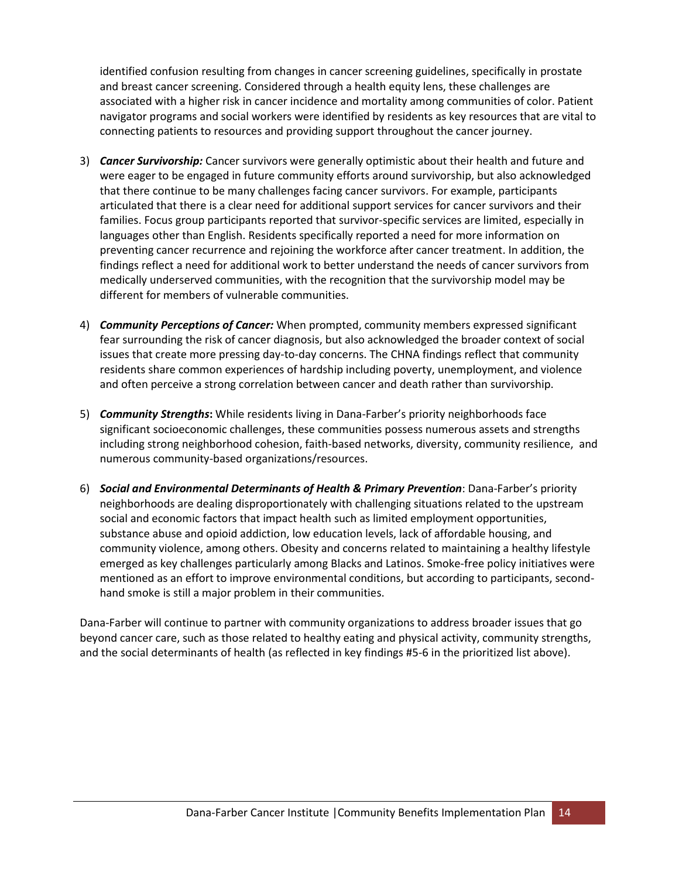identified confusion resulting from changes in cancer screening guidelines, specifically in prostate and breast cancer screening. Considered through a health equity lens, these challenges are associated with a higher risk in cancer incidence and mortality among communities of color. Patient navigator programs and social workers were identified by residents as key resources that are vital to connecting patients to resources and providing support throughout the cancer journey.

3) ***Cancer Survivorship:*** Cancer survivors were generally optimistic about their health and future and were eager to be engaged in future community efforts around survivorship, but also acknowledged that there continue to be many challenges facing cancer survivors. For example, participants articulated that there is a clear need for additional support services for cancer survivors and their families. Focus group participants reported that survivor-specific services are limited, especially in languages other than English. Residents specifically reported a need for more information on preventing cancer recurrence and rejoining the workforce after cancer treatment. In addition, the findings reflect a need for additional work to better understand the needs of cancer survivors from medically underserved communities, with the recognition that the survivorship model may be different for members of vulnerable communities.

4) ***Community Perceptions of Cancer:*** When prompted, community members expressed significant fear surrounding the risk of cancer diagnosis, but also acknowledged the broader context of social issues that create more pressing day-to-day concerns. The CHNA findings reflect that community residents share common experiences of hardship including poverty, unemployment, and violence and often perceive a strong correlation between cancer and death rather than survivorship.

5) ***Community Strengths*:** While residents living in Dana-Farber's priority neighborhoods face significant socioeconomic challenges, these communities possess numerous assets and strengths including strong neighborhood cohesion, faith-based networks, diversity, community resilience, and numerous community-based organizations/resources.

6) ***Social and Environmental Determinants of Health & Primary Prevention***: Dana-Farber's priority neighborhoods are dealing disproportionately with challenging situations related to the upstream social and economic factors that impact health such as limited employment opportunities, substance abuse and opioid addiction, low education levels, lack of affordable housing, and community violence, among others. Obesity and concerns related to maintaining a healthy lifestyle emerged as key challenges particularly among Blacks and Latinos. Smoke-free policy initiatives were mentioned as an effort to improve environmental conditions, but according to participants, second-hand smoke is still a major problem in their communities.

Dana-Farber will continue to partner with community organizations to address broader issues that go beyond cancer care, such as those related to healthy eating and physical activity, community strengths, and the social determinants of health (as reflected in key findings #5-6 in the prioritized list above).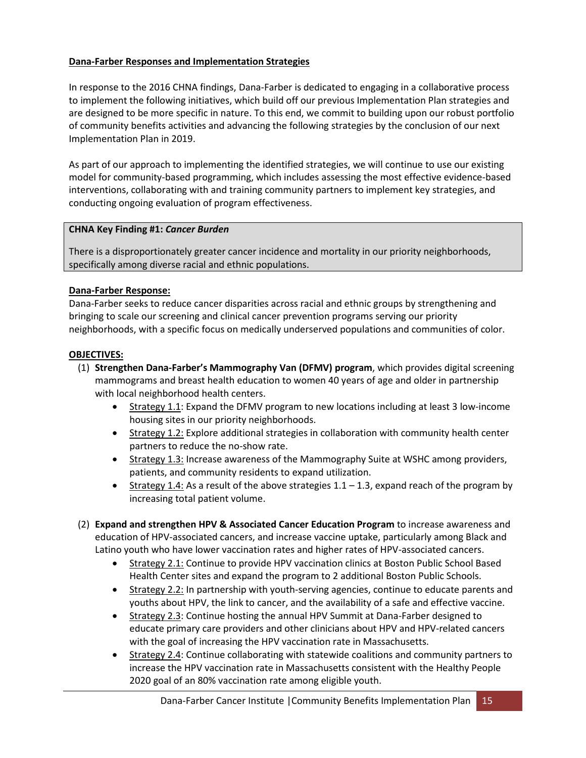## Dana-Farber Responses and Implementation Strategies

In response to the 2016 CHNA findings, Dana-Farber is dedicated to engaging in a collaborative process to implement the following initiatives, which build off our previous Implementation Plan strategies and are designed to be more specific in nature. To this end, we commit to building upon our robust portfolio of community benefits activities and advancing the following strategies by the conclusion of our next Implementation Plan in 2019.

As part of our approach to implementing the identified strategies, we will continue to use our existing model for community-based programming, which includes assessing the most effective evidence-based interventions, collaborating with and training community partners to implement key strategies, and conducting ongoing evaluation of program effectiveness.

**CHNA Key Finding #1:** ***Cancer Burden***

There is a disproportionately greater cancer incidence and mortality in our priority neighborhoods, specifically among diverse racial and ethnic populations.

**Dana-Farber Response:**

Dana-Farber seeks to reduce cancer disparities across racial and ethnic groups by strengthening and bringing to scale our screening and clinical cancer prevention programs serving our priority neighborhoods, with a specific focus on medically underserved populations and communities of color.

**OBJECTIVES:**

(1) **Strengthen Dana-Farber's Mammography Van (DFMV) program**, which provides digital screening mammograms and breast health education to women 40 years of age and older in partnership with local neighborhood health centers.

- Strategy 1.1: Expand the DFMV program to new locations including at least 3 low-income housing sites in our priority neighborhoods.
- Strategy 1.2: Explore additional strategies in collaboration with community health center partners to reduce the no-show rate.
- Strategy 1.3: Increase awareness of the Mammography Suite at WSHC among providers, patients, and community residents to expand utilization.
- Strategy 1.4: As a result of the above strategies 1.1 – 1.3, expand reach of the program by increasing total patient volume.

(2) **Expand and strengthen HPV & Associated Cancer Education Program** to increase awareness and education of HPV-associated cancers, and increase vaccine uptake, particularly among Black and Latino youth who have lower vaccination rates and higher rates of HPV-associated cancers.

- Strategy 2.1: Continue to provide HPV vaccination clinics at Boston Public School Based Health Center sites and expand the program to 2 additional Boston Public Schools.
- Strategy 2.2: In partnership with youth-serving agencies, continue to educate parents and youths about HPV, the link to cancer, and the availability of a safe and effective vaccine.
- Strategy 2.3: Continue hosting the annual HPV Summit at Dana-Farber designed to educate primary care providers and other clinicians about HPV and HPV-related cancers with the goal of increasing the HPV vaccination rate in Massachusetts.
- Strategy 2.4: Continue collaborating with statewide coalitions and community partners to increase the HPV vaccination rate in Massachusetts consistent with the Healthy People 2020 goal of an 80% vaccination rate among eligible youth.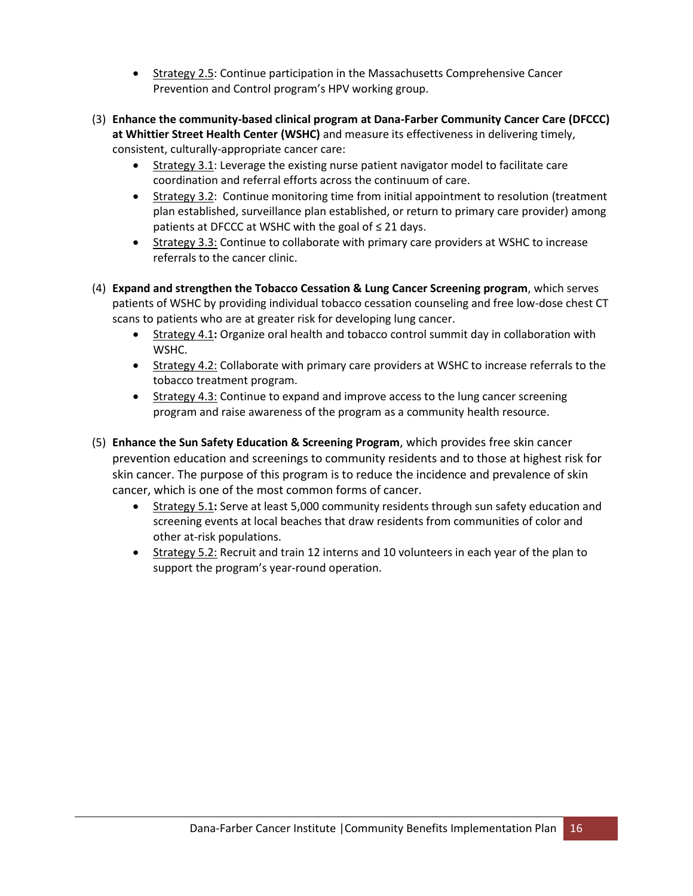- Strategy 2.5: Continue participation in the Massachusetts Comprehensive Cancer Prevention and Control program's HPV working group.

(3) **Enhance the community-based clinical program at Dana-Farber Community Cancer Care (DFCCC) at Whittier Street Health Center (WSHC)** and measure its effectiveness in delivering timely, consistent, culturally-appropriate cancer care:

- Strategy 3.1: Leverage the existing nurse patient navigator model to facilitate care coordination and referral efforts across the continuum of care.
- Strategy 3.2: Continue monitoring time from initial appointment to resolution (treatment plan established, surveillance plan established, or return to primary care provider) among patients at DFCCC at WSHC with the goal of ≤ 21 days.
- Strategy 3.3: Continue to collaborate with primary care providers at WSHC to increase referrals to the cancer clinic.

(4) **Expand and strengthen the Tobacco Cessation & Lung Cancer Screening program**, which serves patients of WSHC by providing individual tobacco cessation counseling and free low-dose chest CT scans to patients who are at greater risk for developing lung cancer.

- Strategy 4.1**:** Organize oral health and tobacco control summit day in collaboration with WSHC.
- Strategy 4.2: Collaborate with primary care providers at WSHC to increase referrals to the tobacco treatment program.
- Strategy 4.3: Continue to expand and improve access to the lung cancer screening program and raise awareness of the program as a community health resource.

(5) **Enhance the Sun Safety Education & Screening Program**, which provides free skin cancer prevention education and screenings to community residents and to those at highest risk for skin cancer. The purpose of this program is to reduce the incidence and prevalence of skin cancer, which is one of the most common forms of cancer.

- Strategy 5.1**:** Serve at least 5,000 community residents through sun safety education and screening events at local beaches that draw residents from communities of color and other at-risk populations.
- Strategy 5.2: Recruit and train 12 interns and 10 volunteers in each year of the plan to support the program's year-round operation.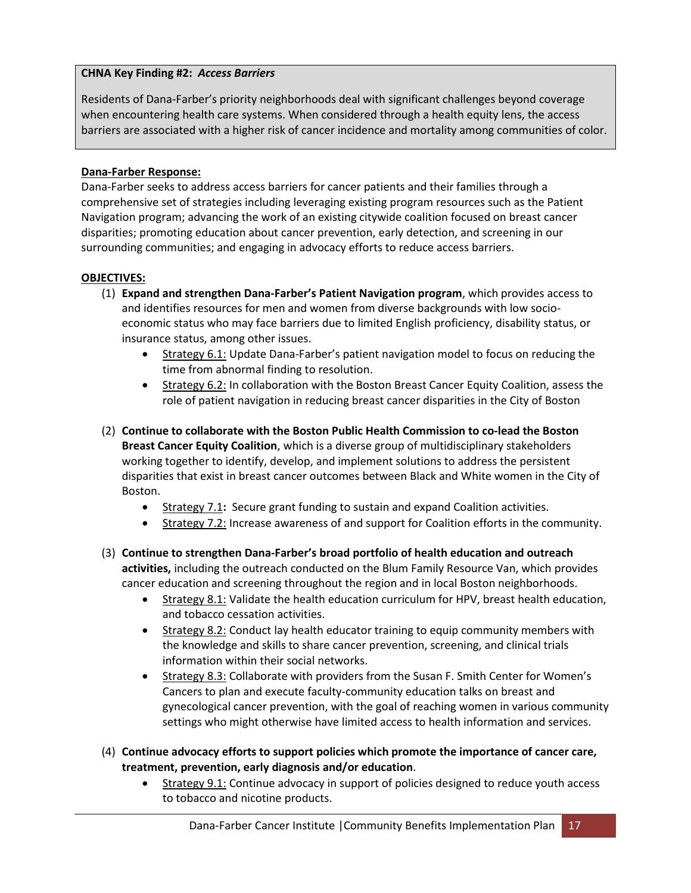**CHNA Key Finding #2:** ***Access Barriers***

Residents of Dana-Farber's priority neighborhoods deal with significant challenges beyond coverage when encountering health care systems. When considered through a health equity lens, the access barriers are associated with a higher risk of cancer incidence and mortality among communities of color.

**Dana-Farber Response:**

Dana-Farber seeks to address access barriers for cancer patients and their families through a comprehensive set of strategies including leveraging existing program resources such as the Patient Navigation program; advancing the work of an existing citywide coalition focused on breast cancer disparities; promoting education about cancer prevention, early detection, and screening in our surrounding communities; and engaging in advocacy efforts to reduce access barriers.

**OBJECTIVES:**

(1) **Expand and strengthen Dana-Farber's Patient Navigation program**, which provides access to and identifies resources for men and women from diverse backgrounds with low socio-economic status who may face barriers due to limited English proficiency, disability status, or insurance status, among other issues.
- Strategy 6.1: Update Dana-Farber's patient navigation model to focus on reducing the time from abnormal finding to resolution.
- Strategy 6.2: In collaboration with the Boston Breast Cancer Equity Coalition, assess the role of patient navigation in reducing breast cancer disparities in the City of Boston

(2) **Continue to collaborate with the Boston Public Health Commission to co-lead the Boston Breast Cancer Equity Coalition**, which is a diverse group of multidisciplinary stakeholders working together to identify, develop, and implement solutions to address the persistent disparities that exist in breast cancer outcomes between Black and White women in the City of Boston.
- Strategy 7.1**:** Secure grant funding to sustain and expand Coalition activities.
- Strategy 7.2: Increase awareness of and support for Coalition efforts in the community.

(3) **Continue to strengthen Dana-Farber's broad portfolio of health education and outreach activities,** including the outreach conducted on the Blum Family Resource Van, which provides cancer education and screening throughout the region and in local Boston neighborhoods.
- Strategy 8.1: Validate the health education curriculum for HPV, breast health education, and tobacco cessation activities.
- Strategy 8.2: Conduct lay health educator training to equip community members with the knowledge and skills to share cancer prevention, screening, and clinical trials information within their social networks.
- Strategy 8.3: Collaborate with providers from the Susan F. Smith Center for Women's Cancers to plan and execute faculty-community education talks on breast and gynecological cancer prevention, with the goal of reaching women in various community settings who might otherwise have limited access to health information and services.

(4) **Continue advocacy efforts to support policies which promote the importance of cancer care, treatment, prevention, early diagnosis and/or education**.
- Strategy 9.1: Continue advocacy in support of policies designed to reduce youth access to tobacco and nicotine products.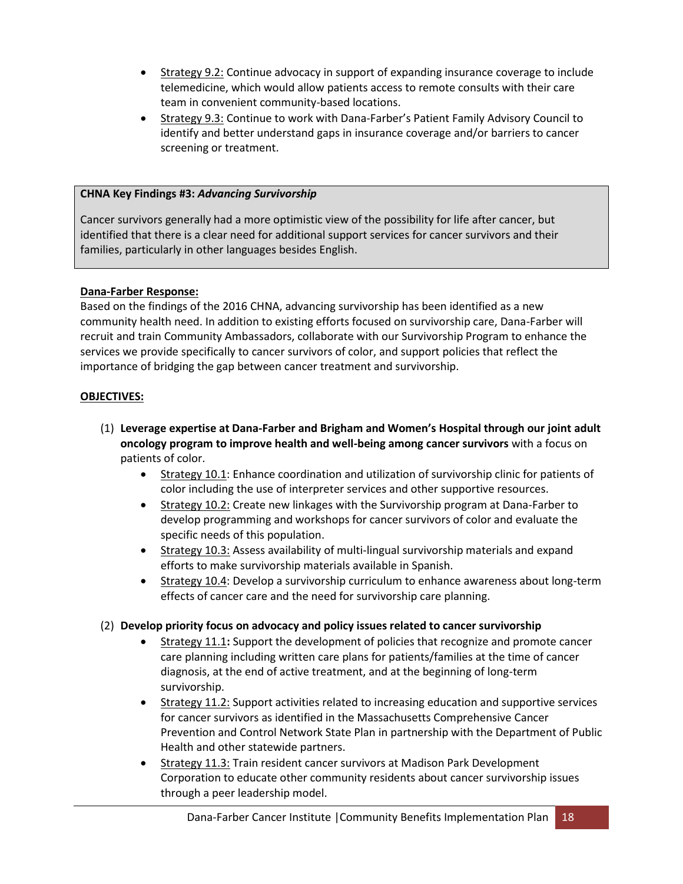- Strategy 9.2: Continue advocacy in support of expanding insurance coverage to include telemedicine, which would allow patients access to remote consults with their care team in convenient community-based locations.
- Strategy 9.3: Continue to work with Dana-Farber's Patient Family Advisory Council to identify and better understand gaps in insurance coverage and/or barriers to cancer screening or treatment.

**CHNA Key Findings #3:** ***Advancing Survivorship***

Cancer survivors generally had a more optimistic view of the possibility for life after cancer, but identified that there is a clear need for additional support services for cancer survivors and their families, particularly in other languages besides English.

**Dana-Farber Response:**

Based on the findings of the 2016 CHNA, advancing survivorship has been identified as a new community health need. In addition to existing efforts focused on survivorship care, Dana-Farber will recruit and train Community Ambassadors, collaborate with our Survivorship Program to enhance the services we provide specifically to cancer survivors of color, and support policies that reflect the importance of bridging the gap between cancer treatment and survivorship.

**OBJECTIVES:**

(1) **Leverage expertise at Dana-Farber and Brigham and Women's Hospital through our joint adult oncology program to improve health and well-being among cancer survivors** with a focus on patients of color.

- Strategy 10.1: Enhance coordination and utilization of survivorship clinic for patients of color including the use of interpreter services and other supportive resources.
- Strategy 10.2: Create new linkages with the Survivorship program at Dana-Farber to develop programming and workshops for cancer survivors of color and evaluate the specific needs of this population.
- Strategy 10.3: Assess availability of multi-lingual survivorship materials and expand efforts to make survivorship materials available in Spanish.
- Strategy 10.4: Develop a survivorship curriculum to enhance awareness about long-term effects of cancer care and the need for survivorship care planning.

(2) **Develop priority focus on advocacy and policy issues related to cancer survivorship**

- Strategy 11.1**:** Support the development of policies that recognize and promote cancer care planning including written care plans for patients/families at the time of cancer diagnosis, at the end of active treatment, and at the beginning of long-term survivorship.
- Strategy 11.2: Support activities related to increasing education and supportive services for cancer survivors as identified in the Massachusetts Comprehensive Cancer Prevention and Control Network State Plan in partnership with the Department of Public Health and other statewide partners.
- Strategy 11.3: Train resident cancer survivors at Madison Park Development Corporation to educate other community residents about cancer survivorship issues through a peer leadership model.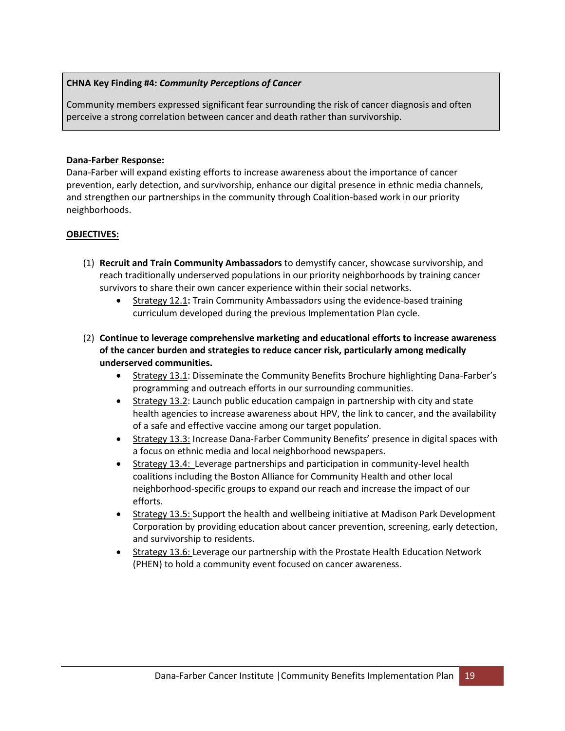**CHNA Key Finding #4:** ***Community Perceptions of Cancer***

Community members expressed significant fear surrounding the risk of cancer diagnosis and often perceive a strong correlation between cancer and death rather than survivorship.

**Dana-Farber Response:**

Dana-Farber will expand existing efforts to increase awareness about the importance of cancer prevention, early detection, and survivorship, enhance our digital presence in ethnic media channels, and strengthen our partnerships in the community through Coalition-based work in our priority neighborhoods.

**OBJECTIVES:**

(1) **Recruit and Train Community Ambassadors** to demystify cancer, showcase survivorship, and reach traditionally underserved populations in our priority neighborhoods by training cancer survivors to share their own cancer experience within their social networks.
   - Strategy 12.1**:** Train Community Ambassadors using the evidence-based training curriculum developed during the previous Implementation Plan cycle.

(2) **Continue to leverage comprehensive marketing and educational efforts to increase awareness of the cancer burden and strategies to reduce cancer risk, particularly among medically underserved communities.**
   - Strategy 13.1: Disseminate the Community Benefits Brochure highlighting Dana-Farber's programming and outreach efforts in our surrounding communities.
   - Strategy 13.2: Launch public education campaign in partnership with city and state health agencies to increase awareness about HPV, the link to cancer, and the availability of a safe and effective vaccine among our target population.
   - Strategy 13.3: Increase Dana-Farber Community Benefits' presence in digital spaces with a focus on ethnic media and local neighborhood newspapers.
   - Strategy 13.4: Leverage partnerships and participation in community-level health coalitions including the Boston Alliance for Community Health and other local neighborhood-specific groups to expand our reach and increase the impact of our efforts.
   - Strategy 13.5: Support the health and wellbeing initiative at Madison Park Development Corporation by providing education about cancer prevention, screening, early detection, and survivorship to residents.
   - Strategy 13.6: Leverage our partnership with the Prostate Health Education Network (PHEN) to hold a community event focused on cancer awareness.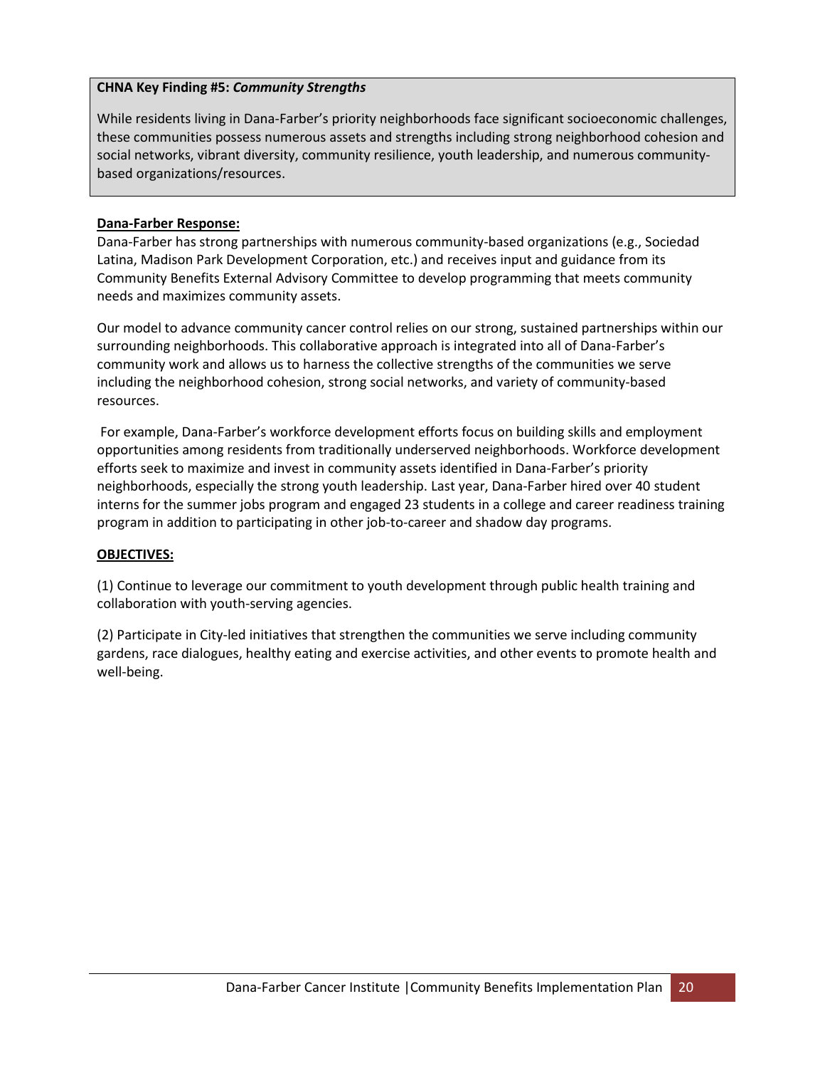**CHNA Key Finding #5: *Community Strengths***

While residents living in Dana-Farber's priority neighborhoods face significant socioeconomic challenges, these communities possess numerous assets and strengths including strong neighborhood cohesion and social networks, vibrant diversity, community resilience, youth leadership, and numerous community-based organizations/resources.

**Dana-Farber Response:**

Dana-Farber has strong partnerships with numerous community-based organizations (e.g., Sociedad Latina, Madison Park Development Corporation, etc.) and receives input and guidance from its Community Benefits External Advisory Committee to develop programming that meets community needs and maximizes community assets.

Our model to advance community cancer control relies on our strong, sustained partnerships within our surrounding neighborhoods. This collaborative approach is integrated into all of Dana-Farber's community work and allows us to harness the collective strengths of the communities we serve including the neighborhood cohesion, strong social networks, and variety of community-based resources.

For example, Dana-Farber's workforce development efforts focus on building skills and employment opportunities among residents from traditionally underserved neighborhoods. Workforce development efforts seek to maximize and invest in community assets identified in Dana-Farber's priority neighborhoods, especially the strong youth leadership. Last year, Dana-Farber hired over 40 student interns for the summer jobs program and engaged 23 students in a college and career readiness training program in addition to participating in other job-to-career and shadow day programs.

**OBJECTIVES:**

(1) Continue to leverage our commitment to youth development through public health training and collaboration with youth-serving agencies.

(2) Participate in City-led initiatives that strengthen the communities we serve including community gardens, race dialogues, healthy eating and exercise activities, and other events to promote health and well-being.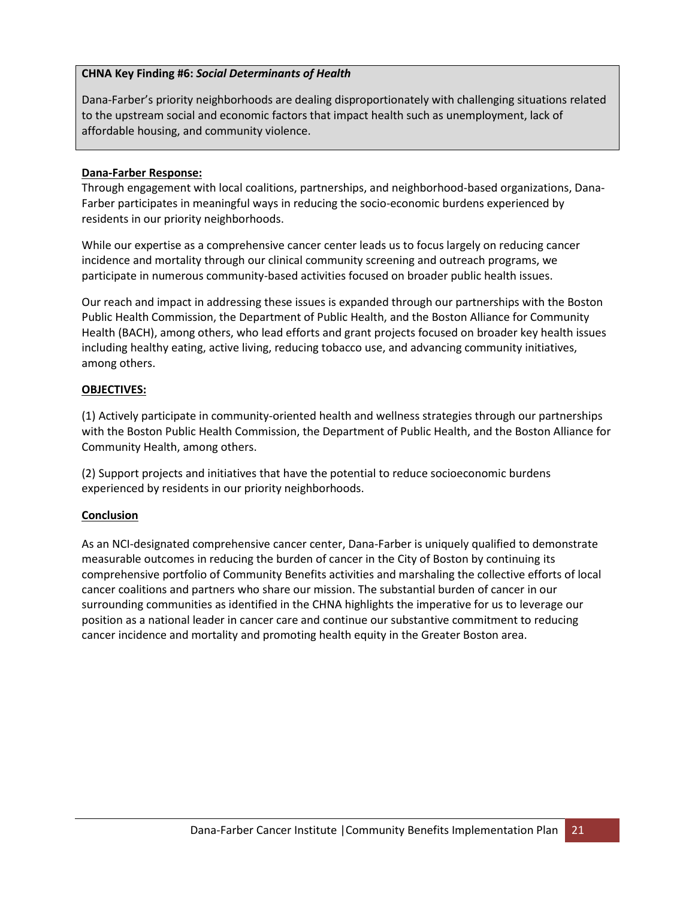**CHNA Key Finding #6:** ***Social Determinants of Health***

Dana-Farber's priority neighborhoods are dealing disproportionately with challenging situations related to the upstream social and economic factors that impact health such as unemployment, lack of affordable housing, and community violence.

**Dana-Farber Response:**

Through engagement with local coalitions, partnerships, and neighborhood-based organizations, Dana-Farber participates in meaningful ways in reducing the socio-economic burdens experienced by residents in our priority neighborhoods.

While our expertise as a comprehensive cancer center leads us to focus largely on reducing cancer incidence and mortality through our clinical community screening and outreach programs, we participate in numerous community-based activities focused on broader public health issues.

Our reach and impact in addressing these issues is expanded through our partnerships with the Boston Public Health Commission, the Department of Public Health, and the Boston Alliance for Community Health (BACH), among others, who lead efforts and grant projects focused on broader key health issues including healthy eating, active living, reducing tobacco use, and advancing community initiatives, among others.

**OBJECTIVES:**

(1) Actively participate in community-oriented health and wellness strategies through our partnerships with the Boston Public Health Commission, the Department of Public Health, and the Boston Alliance for Community Health, among others.

(2) Support projects and initiatives that have the potential to reduce socioeconomic burdens experienced by residents in our priority neighborhoods.

**Conclusion**

As an NCI-designated comprehensive cancer center, Dana-Farber is uniquely qualified to demonstrate measurable outcomes in reducing the burden of cancer in the City of Boston by continuing its comprehensive portfolio of Community Benefits activities and marshaling the collective efforts of local cancer coalitions and partners who share our mission. The substantial burden of cancer in our surrounding communities as identified in the CHNA highlights the imperative for us to leverage our position as a national leader in cancer care and continue our substantive commitment to reducing cancer incidence and mortality and promoting health equity in the Greater Boston area.